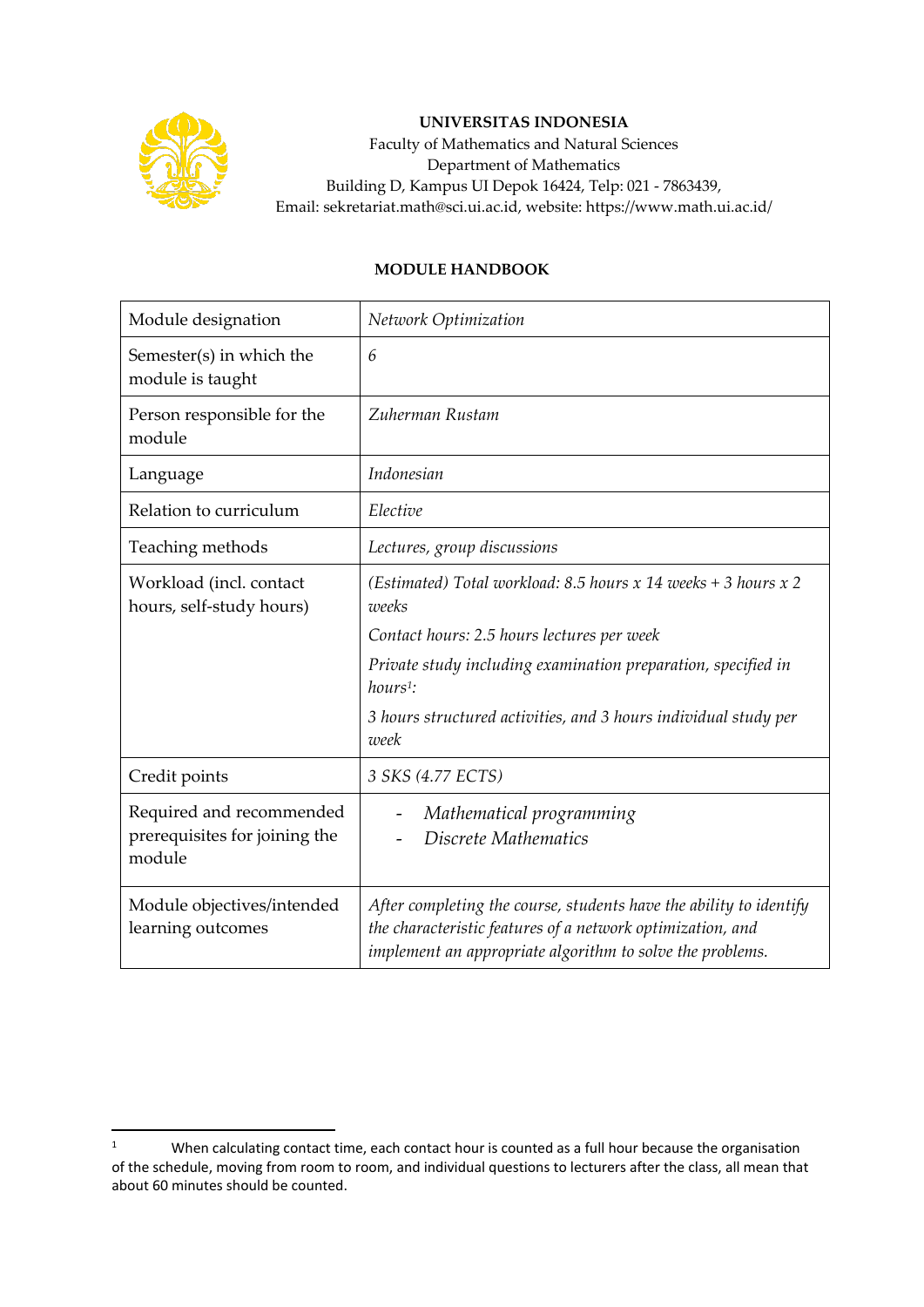**UNIVERSITAS INDONESIA**
Faculty of Mathematics and Natural Sciences
Department of Mathematics
Building D, Kampus UI Depok 16424, Telp: 021 - 7863439,
Email: sekretariat.math@sci.ui.ac.id, website: https://www.math.ui.ac.id/

**MODULE HANDBOOK**

| Module designation | *Network Optimization* |
|---|---|
| Semester(s) in which the module is taught | *6* |
| Person responsible for the module | *Zuherman Rustam* |
| Language | *Indonesian* |
| Relation to curriculum | *Elective* |
| Teaching methods | *Lectures, group discussions* |
| Workload (incl. contact hours, self-study hours) | *(Estimated) Total workload: 8.5 hours x 14 weeks + 3 hours x 2 weeks*<br>*Contact hours: 2.5 hours lectures per week*<br>*Private study including examination preparation, specified in hours[1]:*<br>*3 hours structured activities, and 3 hours individual study per week* |
| Credit points | *3 SKS (4.77 ECTS)* |
| Required and recommended prerequisites for joining the module | - *Mathematical programming*<br>- *Discrete Mathematics* |
| Module objectives/intended learning outcomes | *After completing the course, students have the ability to identify the characteristic features of a network optimization, and implement an appropriate algorithm to solve the problems.* |

[1] When calculating contact time, each contact hour is counted as a full hour because the organisation of the schedule, moving from room to room, and individual questions to lecturers after the class, all mean that about 60 minutes should be counted.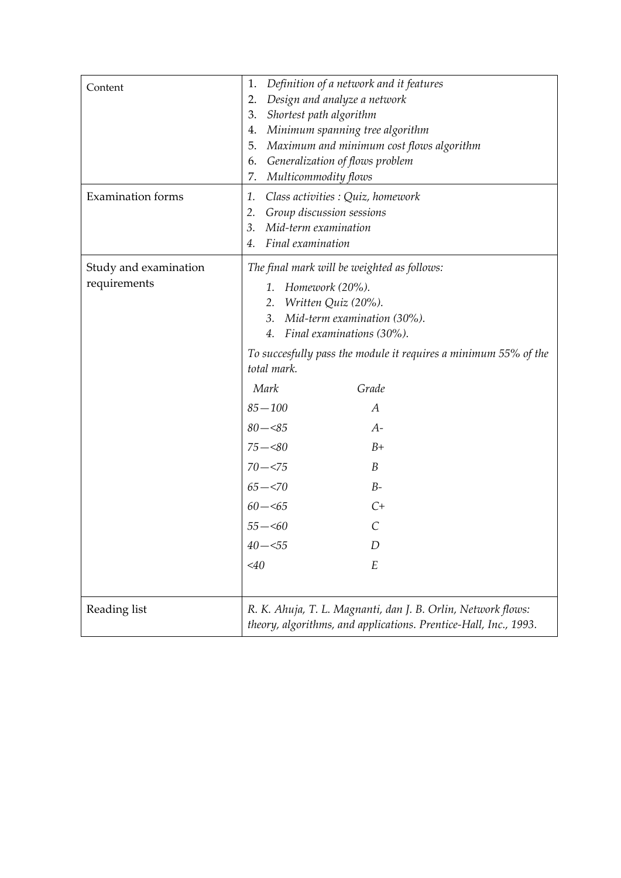| | |
|---|---|
| Content | 1. *Definition of a network and it features*<br>2. *Design and analyze a network*<br>3. *Shortest path algorithm*<br>4. *Minimum spanning tree algorithm*<br>5. *Maximum and minimum cost flows algorithm*<br>6. *Generalization of flows problem*<br>7. *Multicommodity flows* |
| Examination forms | 1. *Class activities : Quiz, homework*<br>2. *Group discussion sessions*<br>3. *Mid-term examination*<br>4. *Final examination* |
| Study and examination requirements | *The final mark will be weighted as follows:*<br>1. *Homework (20%).*<br>2. *Written Quiz (20%).*<br>3. *Mid-term examination (30%).*<br>4. *Final examinations (30%).*<br><br>*To succesfully pass the module it requires a minimum 55% of the total mark.*<br><br>*Mark* — *Grade*<br>*85—100* — *A*<br>*80—<85* — *A-*<br>*75—<80* — *B+*<br>*70—<75* — *B*<br>*65—<70* — *B-*<br>*60—<65* — *C+*<br>*55—<60* — *C*<br>*40—<55* — *D*<br>*<40* — *E* |
| Reading list | *R. K. Ahuja, T. L. Magnanti, dan J. B. Orlin, Network flows: theory, algorithms, and applications. Prentice-Hall, Inc., 1993.* |